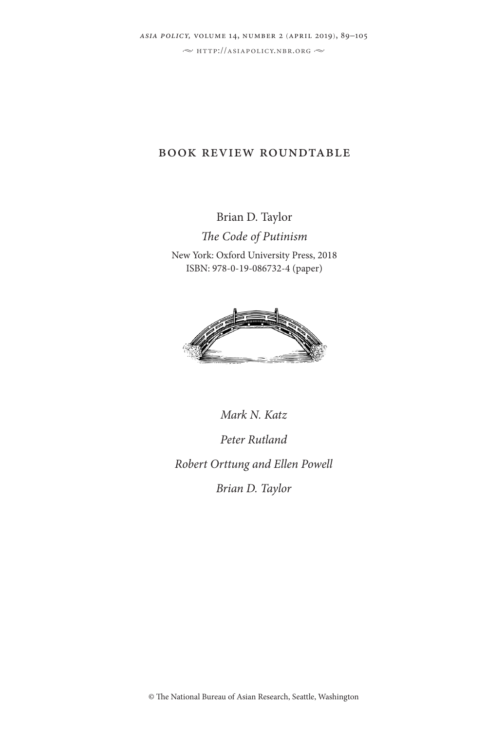# BOOK REVIEW ROUNDTABLE

Brian D. Taylor

*The Code of Putinism*

New York: Oxford University Press, 2018
ISBN: 978-0-19-086732-4 (paper)

*Mark N. Katz*

*Peter Rutland*

*Robert Orttung and Ellen Powell*

*Brian D. Taylor*

© The National Bureau of Asian Research, Seattle, Washington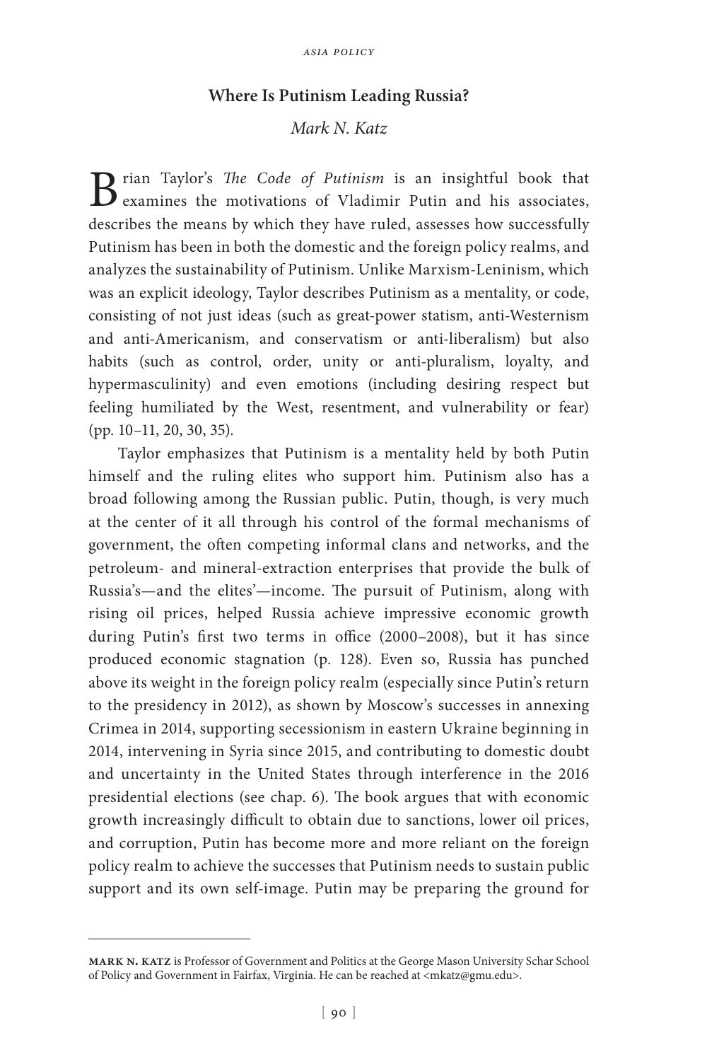## Where Is Putinism Leading Russia?

*Mark N. Katz*

Brian Taylor's *The Code of Putinism* is an insightful book that examines the motivations of Vladimir Putin and his associates, describes the means by which they have ruled, assesses how successfully Putinism has been in both the domestic and the foreign policy realms, and analyzes the sustainability of Putinism. Unlike Marxism-Leninism, which was an explicit ideology, Taylor describes Putinism as a mentality, or code, consisting of not just ideas (such as great-power statism, anti-Westernism and anti-Americanism, and conservatism or anti-liberalism) but also habits (such as control, order, unity or anti-pluralism, loyalty, and hypermasculinity) and even emotions (including desiring respect but feeling humiliated by the West, resentment, and vulnerability or fear) (pp. 10–11, 20, 30, 35).

Taylor emphasizes that Putinism is a mentality held by both Putin himself and the ruling elites who support him. Putinism also has a broad following among the Russian public. Putin, though, is very much at the center of it all through his control of the formal mechanisms of government, the often competing informal clans and networks, and the petroleum- and mineral-extraction enterprises that provide the bulk of Russia's—and the elites'—income. The pursuit of Putinism, along with rising oil prices, helped Russia achieve impressive economic growth during Putin's first two terms in office (2000–2008), but it has since produced economic stagnation (p. 128). Even so, Russia has punched above its weight in the foreign policy realm (especially since Putin's return to the presidency in 2012), as shown by Moscow's successes in annexing Crimea in 2014, supporting secessionism in eastern Ukraine beginning in 2014, intervening in Syria since 2015, and contributing to domestic doubt and uncertainty in the United States through interference in the 2016 presidential elections (see chap. 6). The book argues that with economic growth increasingly difficult to obtain due to sanctions, lower oil prices, and corruption, Putin has become more and more reliant on the foreign policy realm to achieve the successes that Putinism needs to sustain public support and its own self-image. Putin may be preparing the ground for

---

**Mark N. Katz** is Professor of Government and Politics at the George Mason University Schar School of Policy and Government in Fairfax, Virginia. He can be reached at <mkatz@gmu.edu>.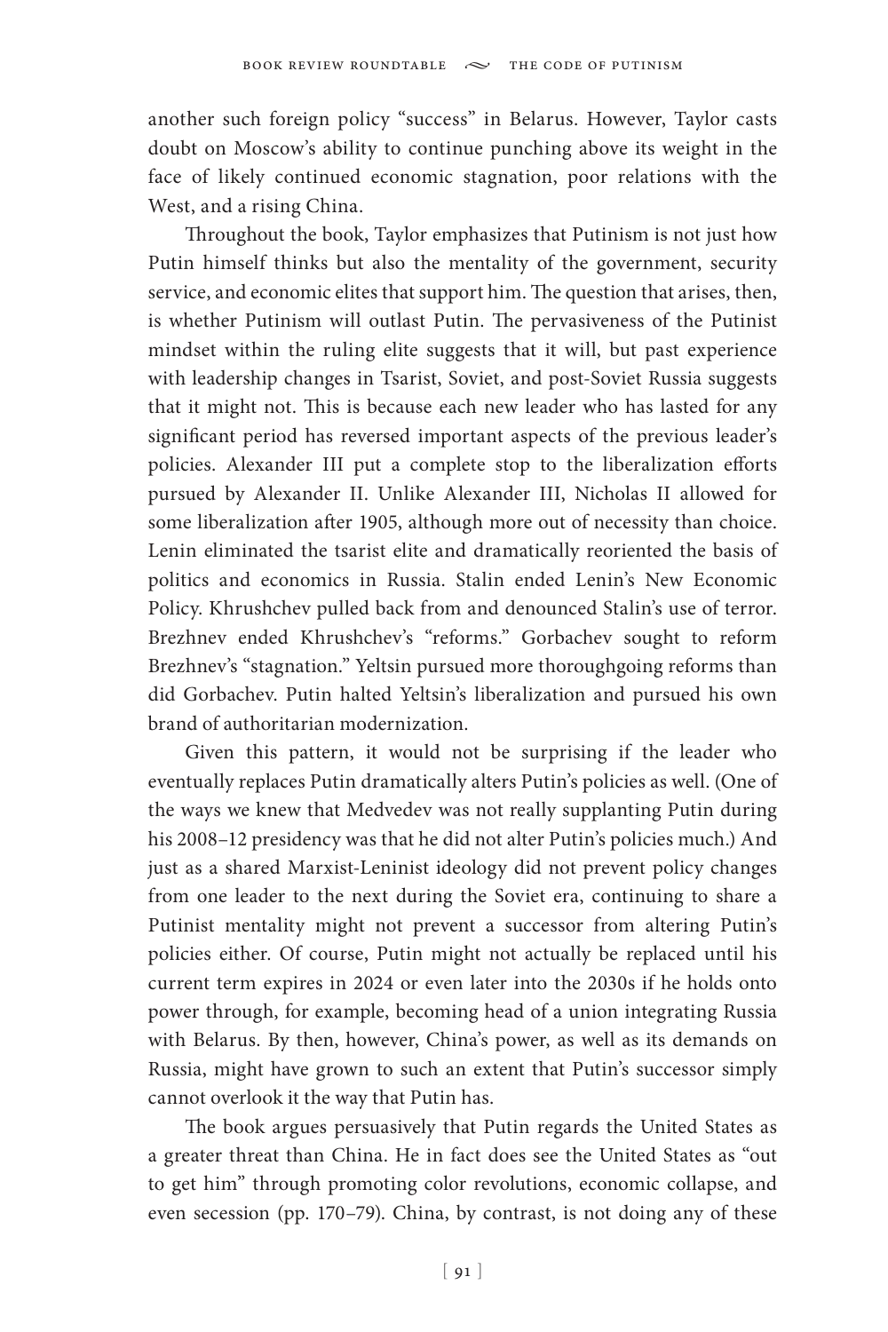another such foreign policy "success" in Belarus. However, Taylor casts doubt on Moscow's ability to continue punching above its weight in the face of likely continued economic stagnation, poor relations with the West, and a rising China.

Throughout the book, Taylor emphasizes that Putinism is not just how Putin himself thinks but also the mentality of the government, security service, and economic elites that support him. The question that arises, then, is whether Putinism will outlast Putin. The pervasiveness of the Putinist mindset within the ruling elite suggests that it will, but past experience with leadership changes in Tsarist, Soviet, and post-Soviet Russia suggests that it might not. This is because each new leader who has lasted for any significant period has reversed important aspects of the previous leader's policies. Alexander III put a complete stop to the liberalization efforts pursued by Alexander II. Unlike Alexander III, Nicholas II allowed for some liberalization after 1905, although more out of necessity than choice. Lenin eliminated the tsarist elite and dramatically reoriented the basis of politics and economics in Russia. Stalin ended Lenin's New Economic Policy. Khrushchev pulled back from and denounced Stalin's use of terror. Brezhnev ended Khrushchev's "reforms." Gorbachev sought to reform Brezhnev's "stagnation." Yeltsin pursued more thoroughgoing reforms than did Gorbachev. Putin halted Yeltsin's liberalization and pursued his own brand of authoritarian modernization.

Given this pattern, it would not be surprising if the leader who eventually replaces Putin dramatically alters Putin's policies as well. (One of the ways we knew that Medvedev was not really supplanting Putin during his 2008–12 presidency was that he did not alter Putin's policies much.) And just as a shared Marxist-Leninist ideology did not prevent policy changes from one leader to the next during the Soviet era, continuing to share a Putinist mentality might not prevent a successor from altering Putin's policies either. Of course, Putin might not actually be replaced until his current term expires in 2024 or even later into the 2030s if he holds onto power through, for example, becoming head of a union integrating Russia with Belarus. By then, however, China's power, as well as its demands on Russia, might have grown to such an extent that Putin's successor simply cannot overlook it the way that Putin has.

The book argues persuasively that Putin regards the United States as a greater threat than China. He in fact does see the United States as "out to get him" through promoting color revolutions, economic collapse, and even secession (pp. 170–79). China, by contrast, is not doing any of these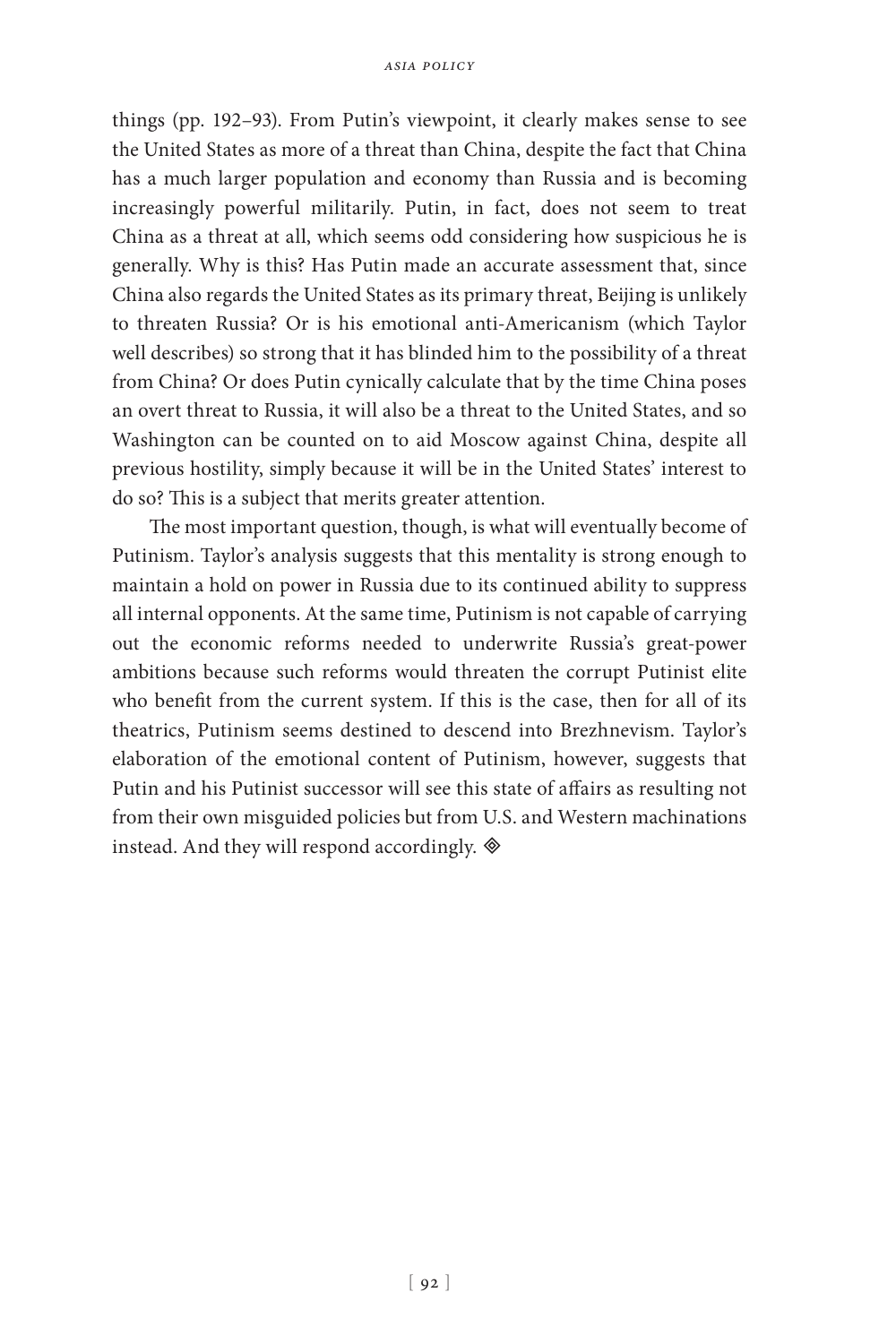things (pp. 192–93). From Putin's viewpoint, it clearly makes sense to see the United States as more of a threat than China, despite the fact that China has a much larger population and economy than Russia and is becoming increasingly powerful militarily. Putin, in fact, does not seem to treat China as a threat at all, which seems odd considering how suspicious he is generally. Why is this? Has Putin made an accurate assessment that, since China also regards the United States as its primary threat, Beijing is unlikely to threaten Russia? Or is his emotional anti-Americanism (which Taylor well describes) so strong that it has blinded him to the possibility of a threat from China? Or does Putin cynically calculate that by the time China poses an overt threat to Russia, it will also be a threat to the United States, and so Washington can be counted on to aid Moscow against China, despite all previous hostility, simply because it will be in the United States' interest to do so? This is a subject that merits greater attention.

The most important question, though, is what will eventually become of Putinism. Taylor's analysis suggests that this mentality is strong enough to maintain a hold on power in Russia due to its continued ability to suppress all internal opponents. At the same time, Putinism is not capable of carrying out the economic reforms needed to underwrite Russia's great-power ambitions because such reforms would threaten the corrupt Putinist elite who benefit from the current system. If this is the case, then for all of its theatrics, Putinism seems destined to descend into Brezhnevism. Taylor's elaboration of the emotional content of Putinism, however, suggests that Putin and his Putinist successor will see this state of affairs as resulting not from their own misguided policies but from U.S. and Western machinations instead. And they will respond accordingly. ◈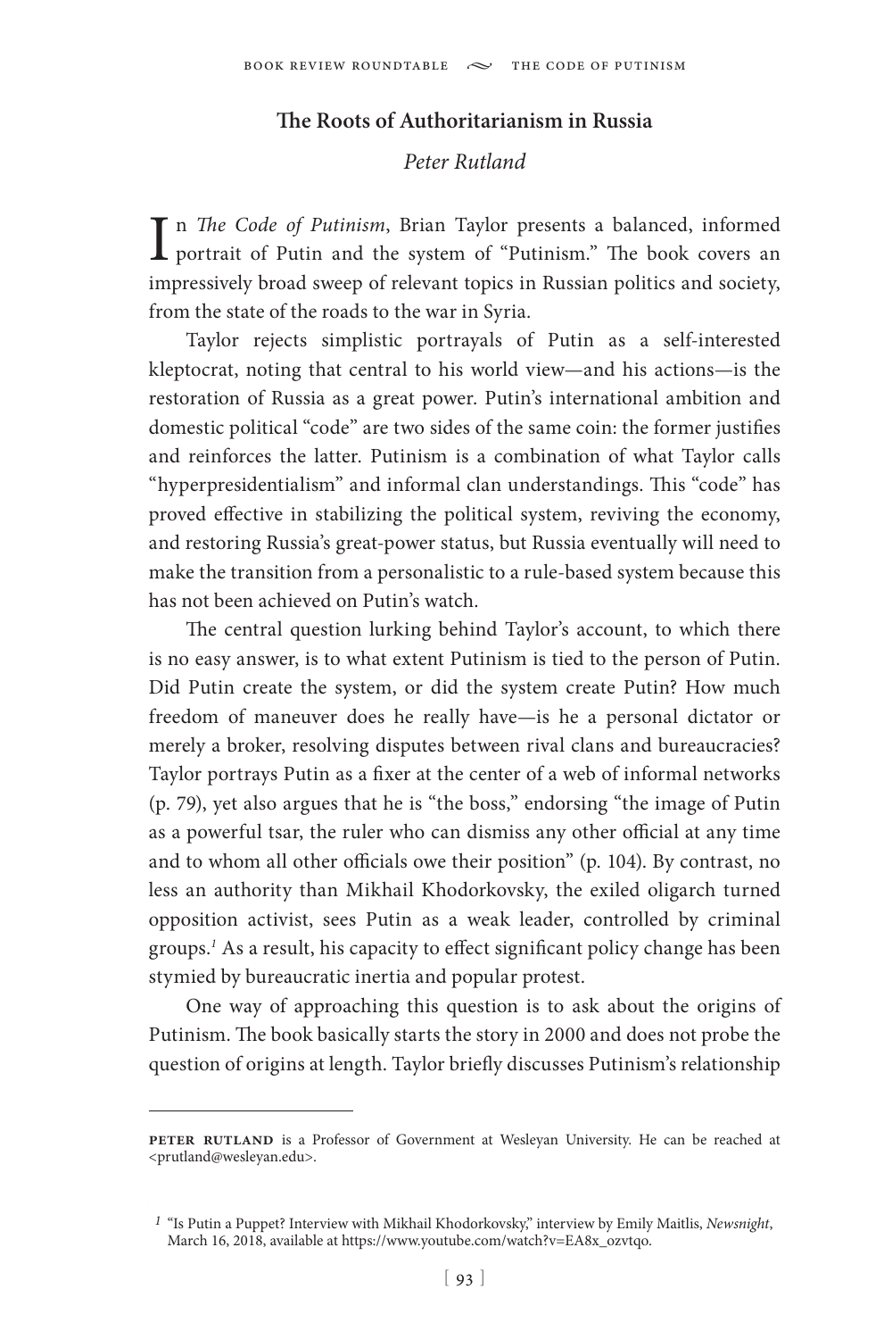## The Roots of Authoritarianism in Russia

*Peter Rutland*

In *The Code of Putinism*, Brian Taylor presents a balanced, informed portrait of Putin and the system of "Putinism." The book covers an impressively broad sweep of relevant topics in Russian politics and society, from the state of the roads to the war in Syria.

Taylor rejects simplistic portrayals of Putin as a self-interested kleptocrat, noting that central to his world view—and his actions—is the restoration of Russia as a great power. Putin's international ambition and domestic political "code" are two sides of the same coin: the former justifies and reinforces the latter. Putinism is a combination of what Taylor calls "hyperpresidentialism" and informal clan understandings. This "code" has proved effective in stabilizing the political system, reviving the economy, and restoring Russia's great-power status, but Russia eventually will need to make the transition from a personalistic to a rule-based system because this has not been achieved on Putin's watch.

The central question lurking behind Taylor's account, to which there is no easy answer, is to what extent Putinism is tied to the person of Putin. Did Putin create the system, or did the system create Putin? How much freedom of maneuver does he really have—is he a personal dictator or merely a broker, resolving disputes between rival clans and bureaucracies? Taylor portrays Putin as a fixer at the center of a web of informal networks (p. 79), yet also argues that he is "the boss," endorsing "the image of Putin as a powerful tsar, the ruler who can dismiss any other official at any time and to whom all other officials owe their position" (p. 104). By contrast, no less an authority than Mikhail Khodorkovsky, the exiled oligarch turned opposition activist, sees Putin as a weak leader, controlled by criminal groups.[1] As a result, his capacity to effect significant policy change has been stymied by bureaucratic inertia and popular protest.

One way of approaching this question is to ask about the origins of Putinism. The book basically starts the story in 2000 and does not probe the question of origins at length. Taylor briefly discusses Putinism's relationship

---

**Peter Rutland** is a Professor of Government at Wesleyan University. He can be reached at <prutland@wesleyan.edu>.

[1] "Is Putin a Puppet? Interview with Mikhail Khodorkovsky," interview by Emily Maitlis, *Newsnight*, March 16, 2018, available at https://www.youtube.com/watch?v=EA8x_ozvtqo.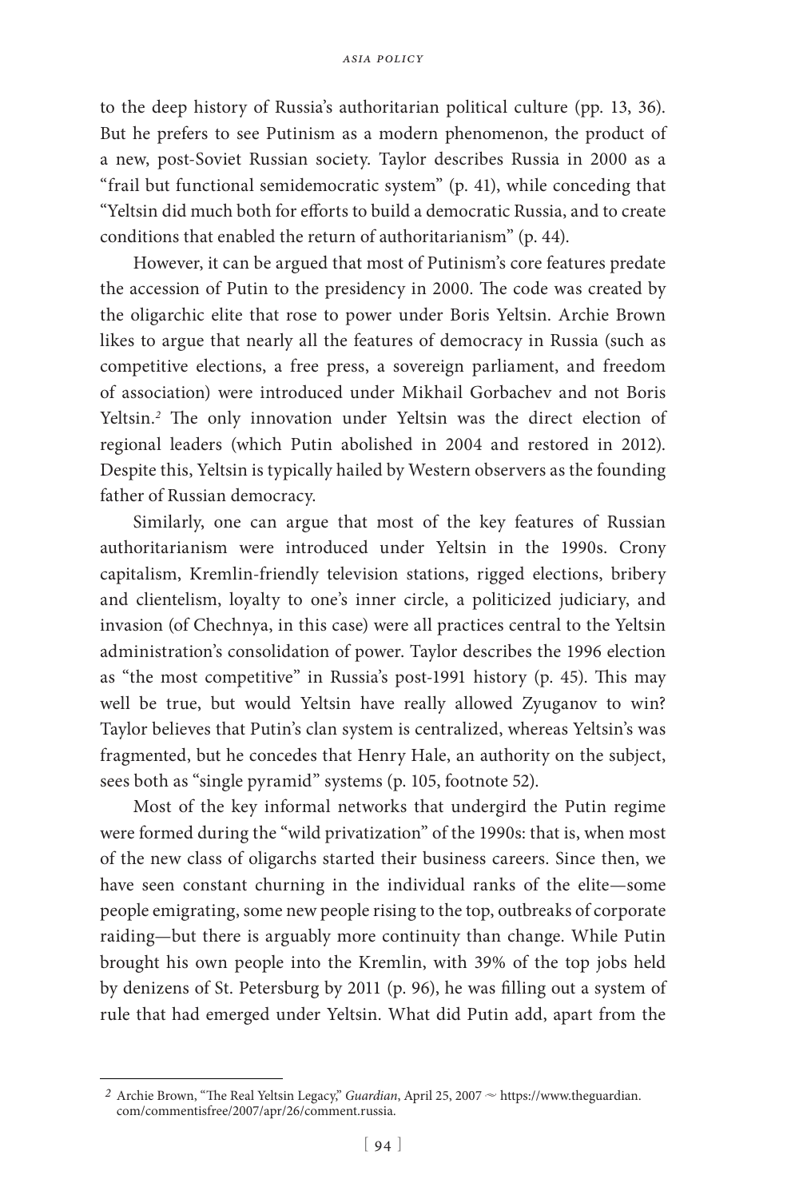to the deep history of Russia's authoritarian political culture (pp. 13, 36). But he prefers to see Putinism as a modern phenomenon, the product of a new, post-Soviet Russian society. Taylor describes Russia in 2000 as a "frail but functional semidemocratic system" (p. 41), while conceding that "Yeltsin did much both for efforts to build a democratic Russia, and to create conditions that enabled the return of authoritarianism" (p. 44).

However, it can be argued that most of Putinism's core features predate the accession of Putin to the presidency in 2000. The code was created by the oligarchic elite that rose to power under Boris Yeltsin. Archie Brown likes to argue that nearly all the features of democracy in Russia (such as competitive elections, a free press, a sovereign parliament, and freedom of association) were introduced under Mikhail Gorbachev and not Boris Yeltsin.[2] The only innovation under Yeltsin was the direct election of regional leaders (which Putin abolished in 2004 and restored in 2012). Despite this, Yeltsin is typically hailed by Western observers as the founding father of Russian democracy.

Similarly, one can argue that most of the key features of Russian authoritarianism were introduced under Yeltsin in the 1990s. Crony capitalism, Kremlin-friendly television stations, rigged elections, bribery and clientelism, loyalty to one's inner circle, a politicized judiciary, and invasion (of Chechnya, in this case) were all practices central to the Yeltsin administration's consolidation of power. Taylor describes the 1996 election as "the most competitive" in Russia's post-1991 history (p. 45). This may well be true, but would Yeltsin have really allowed Zyuganov to win? Taylor believes that Putin's clan system is centralized, whereas Yeltsin's was fragmented, but he concedes that Henry Hale, an authority on the subject, sees both as "single pyramid" systems (p. 105, footnote 52).

Most of the key informal networks that undergird the Putin regime were formed during the "wild privatization" of the 1990s: that is, when most of the new class of oligarchs started their business careers. Since then, we have seen constant churning in the individual ranks of the elite—some people emigrating, some new people rising to the top, outbreaks of corporate raiding—but there is arguably more continuity than change. While Putin brought his own people into the Kremlin, with 39% of the top jobs held by denizens of St. Petersburg by 2011 (p. 96), he was filling out a system of rule that had emerged under Yeltsin. What did Putin add, apart from the

[2] Archie Brown, "The Real Yeltsin Legacy," *Guardian*, April 25, 2007 ~ https://www.theguardian.com/commentisfree/2007/apr/26/comment.russia.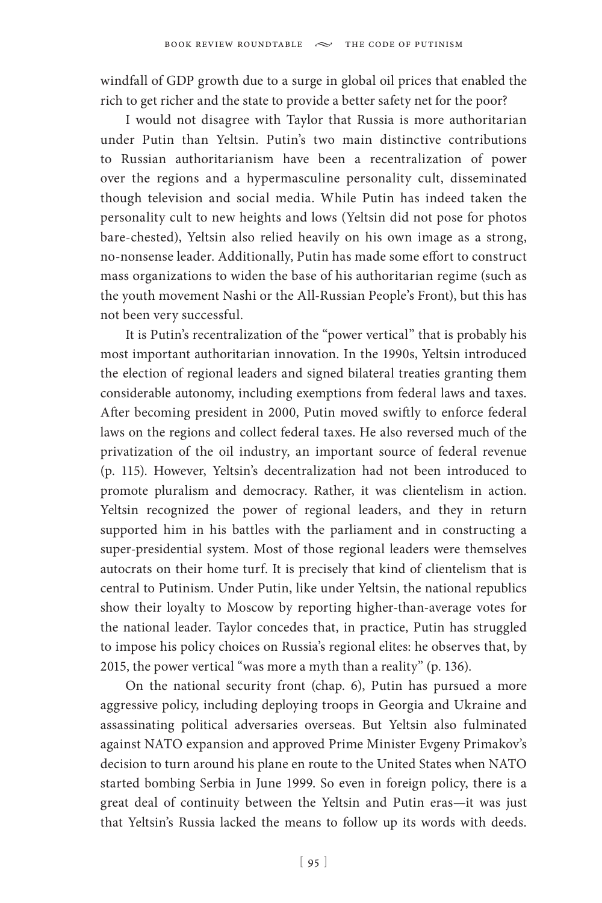windfall of GDP growth due to a surge in global oil prices that enabled the rich to get richer and the state to provide a better safety net for the poor?

I would not disagree with Taylor that Russia is more authoritarian under Putin than Yeltsin. Putin's two main distinctive contributions to Russian authoritarianism have been a recentralization of power over the regions and a hypermasculine personality cult, disseminated though television and social media. While Putin has indeed taken the personality cult to new heights and lows (Yeltsin did not pose for photos bare-chested), Yeltsin also relied heavily on his own image as a strong, no-nonsense leader. Additionally, Putin has made some effort to construct mass organizations to widen the base of his authoritarian regime (such as the youth movement Nashi or the All-Russian People's Front), but this has not been very successful.

It is Putin's recentralization of the "power vertical" that is probably his most important authoritarian innovation. In the 1990s, Yeltsin introduced the election of regional leaders and signed bilateral treaties granting them considerable autonomy, including exemptions from federal laws and taxes. After becoming president in 2000, Putin moved swiftly to enforce federal laws on the regions and collect federal taxes. He also reversed much of the privatization of the oil industry, an important source of federal revenue (p. 115). However, Yeltsin's decentralization had not been introduced to promote pluralism and democracy. Rather, it was clientelism in action. Yeltsin recognized the power of regional leaders, and they in return supported him in his battles with the parliament and in constructing a super-presidential system. Most of those regional leaders were themselves autocrats on their home turf. It is precisely that kind of clientelism that is central to Putinism. Under Putin, like under Yeltsin, the national republics show their loyalty to Moscow by reporting higher-than-average votes for the national leader. Taylor concedes that, in practice, Putin has struggled to impose his policy choices on Russia's regional elites: he observes that, by 2015, the power vertical "was more a myth than a reality" (p. 136).

On the national security front (chap. 6), Putin has pursued a more aggressive policy, including deploying troops in Georgia and Ukraine and assassinating political adversaries overseas. But Yeltsin also fulminated against NATO expansion and approved Prime Minister Evgeny Primakov's decision to turn around his plane en route to the United States when NATO started bombing Serbia in June 1999. So even in foreign policy, there is a great deal of continuity between the Yeltsin and Putin eras—it was just that Yeltsin's Russia lacked the means to follow up its words with deeds.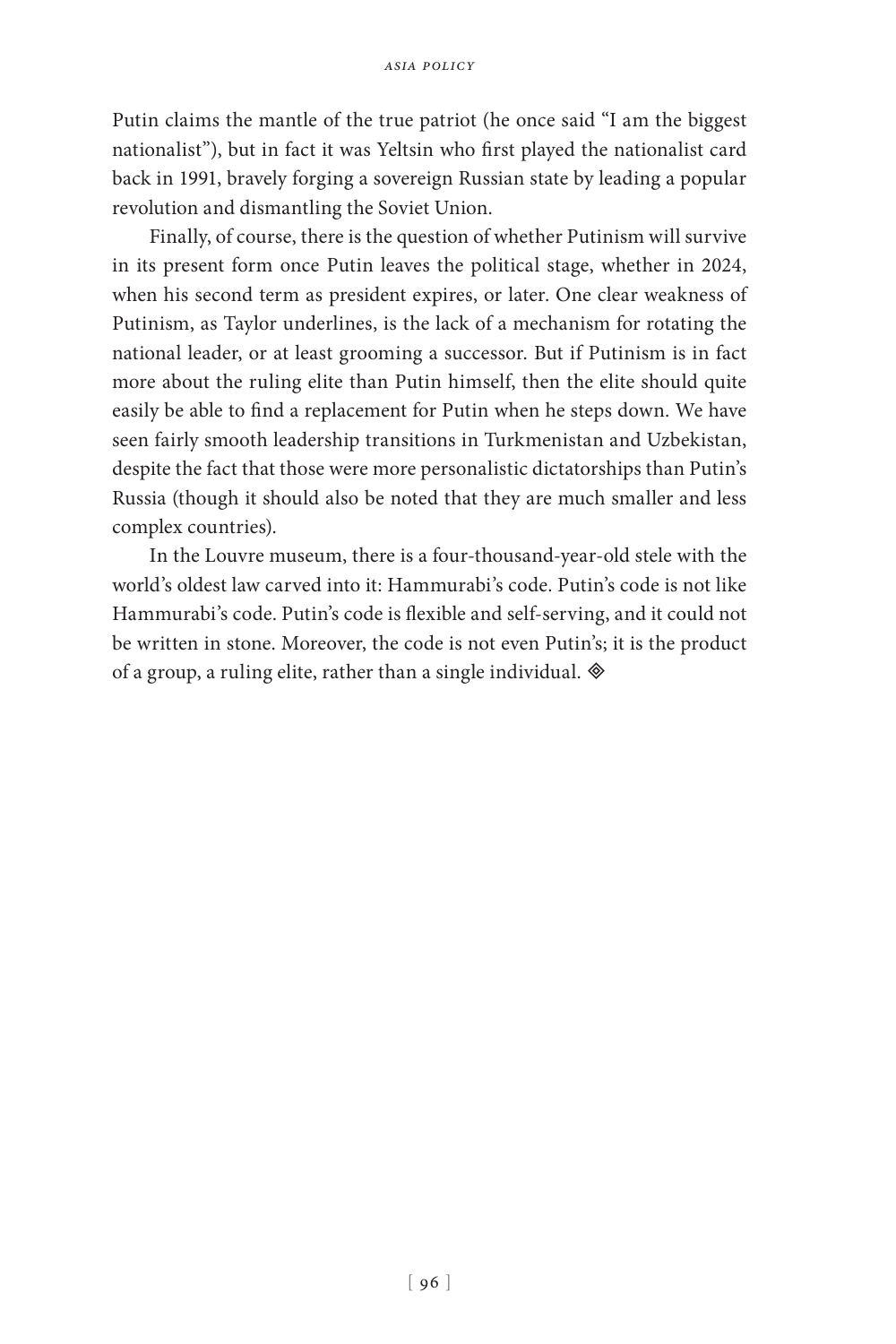Putin claims the mantle of the true patriot (he once said "I am the biggest nationalist"), but in fact it was Yeltsin who first played the nationalist card back in 1991, bravely forging a sovereign Russian state by leading a popular revolution and dismantling the Soviet Union.

Finally, of course, there is the question of whether Putinism will survive in its present form once Putin leaves the political stage, whether in 2024, when his second term as president expires, or later. One clear weakness of Putinism, as Taylor underlines, is the lack of a mechanism for rotating the national leader, or at least grooming a successor. But if Putinism is in fact more about the ruling elite than Putin himself, then the elite should quite easily be able to find a replacement for Putin when he steps down. We have seen fairly smooth leadership transitions in Turkmenistan and Uzbekistan, despite the fact that those were more personalistic dictatorships than Putin's Russia (though it should also be noted that they are much smaller and less complex countries).

In the Louvre museum, there is a four-thousand-year-old stele with the world's oldest law carved into it: Hammurabi's code. Putin's code is not like Hammurabi's code. Putin's code is flexible and self-serving, and it could not be written in stone. Moreover, the code is not even Putin's; it is the product of a group, a ruling elite, rather than a single individual. ◈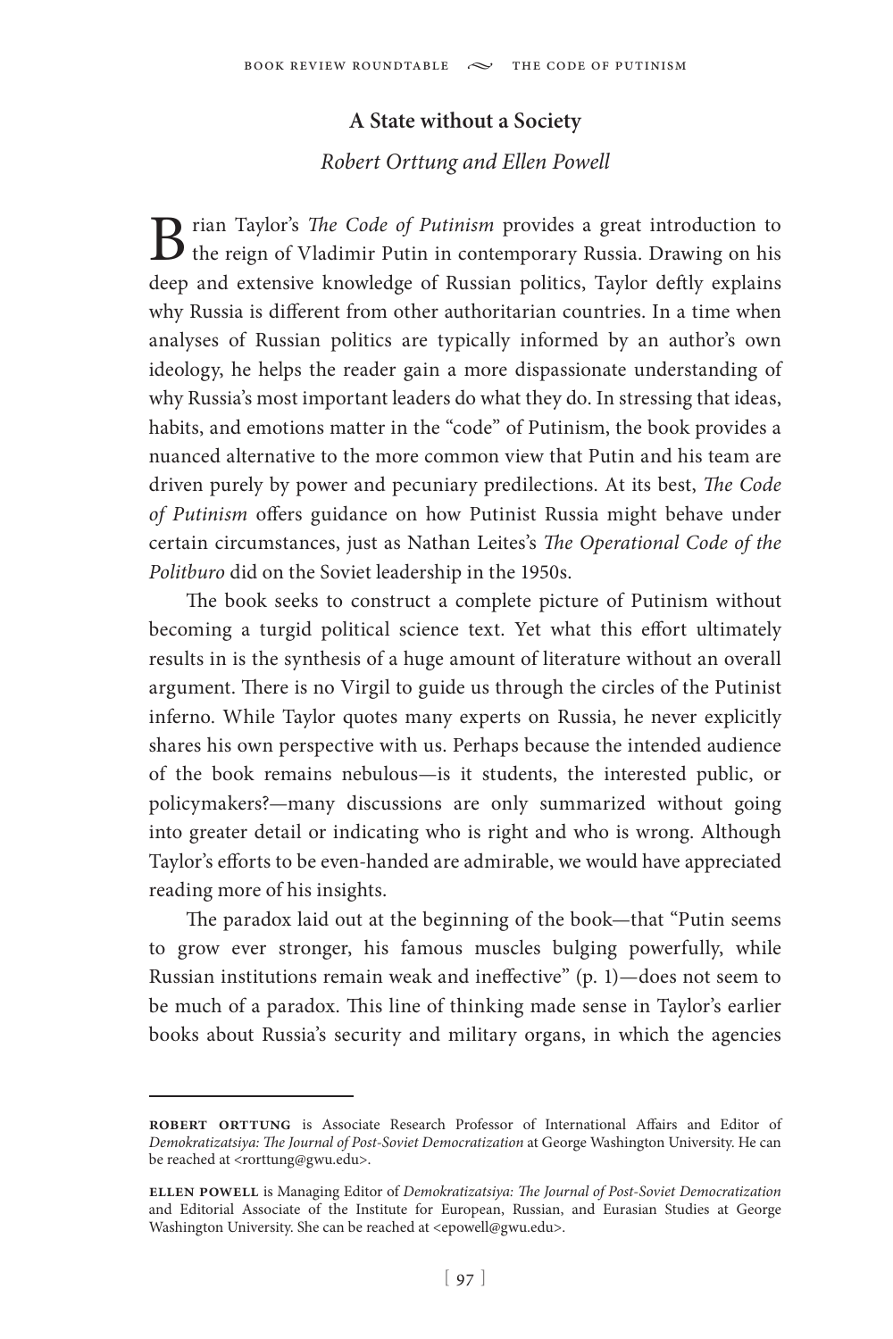## A State without a Society

*Robert Orttung and Ellen Powell*

Brian Taylor's *The Code of Putinism* provides a great introduction to the reign of Vladimir Putin in contemporary Russia. Drawing on his deep and extensive knowledge of Russian politics, Taylor deftly explains why Russia is different from other authoritarian countries. In a time when analyses of Russian politics are typically informed by an author's own ideology, he helps the reader gain a more dispassionate understanding of why Russia's most important leaders do what they do. In stressing that ideas, habits, and emotions matter in the "code" of Putinism, the book provides a nuanced alternative to the more common view that Putin and his team are driven purely by power and pecuniary predilections. At its best, *The Code of Putinism* offers guidance on how Putinist Russia might behave under certain circumstances, just as Nathan Leites's *The Operational Code of the Politburo* did on the Soviet leadership in the 1950s.

The book seeks to construct a complete picture of Putinism without becoming a turgid political science text. Yet what this effort ultimately results in is the synthesis of a huge amount of literature without an overall argument. There is no Virgil to guide us through the circles of the Putinist inferno. While Taylor quotes many experts on Russia, he never explicitly shares his own perspective with us. Perhaps because the intended audience of the book remains nebulous—is it students, the interested public, or policymakers?—many discussions are only summarized without going into greater detail or indicating who is right and who is wrong. Although Taylor's efforts to be even-handed are admirable, we would have appreciated reading more of his insights.

The paradox laid out at the beginning of the book—that "Putin seems to grow ever stronger, his famous muscles bulging powerfully, while Russian institutions remain weak and ineffective" (p. 1)—does not seem to be much of a paradox. This line of thinking made sense in Taylor's earlier books about Russia's security and military organs, in which the agencies

---

**Robert Orttung** is Associate Research Professor of International Affairs and Editor of *Demokratizatsiya: The Journal of Post-Soviet Democratization* at George Washington University. He can be reached at <rorttung@gwu.edu>.

**Ellen Powell** is Managing Editor of *Demokratizatsiya: The Journal of Post-Soviet Democratization* and Editorial Associate of the Institute for European, Russian, and Eurasian Studies at George Washington University. She can be reached at <epowell@gwu.edu>.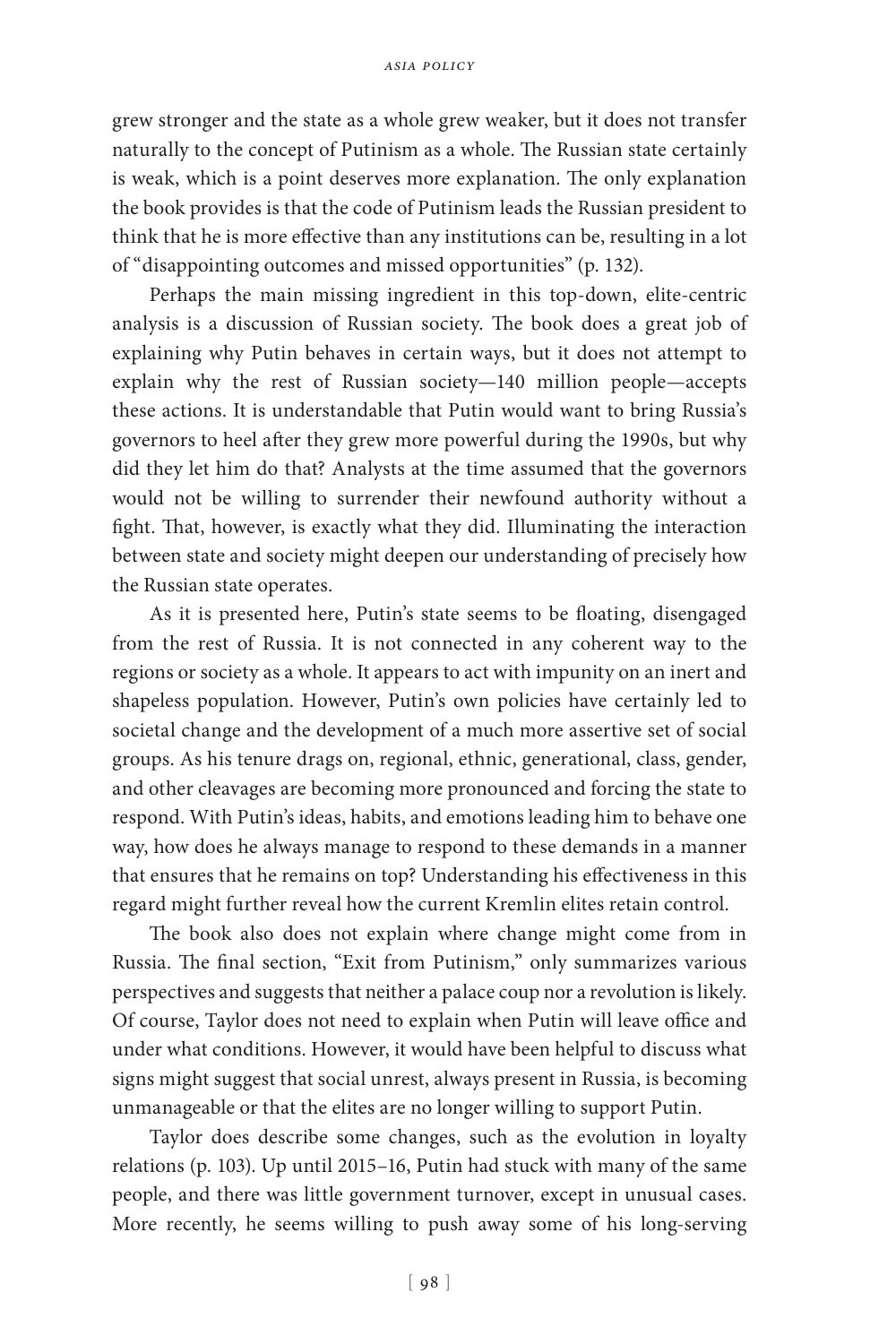grew stronger and the state as a whole grew weaker, but it does not transfer naturally to the concept of Putinism as a whole. The Russian state certainly is weak, which is a point deserves more explanation. The only explanation the book provides is that the code of Putinism leads the Russian president to think that he is more effective than any institutions can be, resulting in a lot of "disappointing outcomes and missed opportunities" (p. 132).

Perhaps the main missing ingredient in this top-down, elite-centric analysis is a discussion of Russian society. The book does a great job of explaining why Putin behaves in certain ways, but it does not attempt to explain why the rest of Russian society—140 million people—accepts these actions. It is understandable that Putin would want to bring Russia's governors to heel after they grew more powerful during the 1990s, but why did they let him do that? Analysts at the time assumed that the governors would not be willing to surrender their newfound authority without a fight. That, however, is exactly what they did. Illuminating the interaction between state and society might deepen our understanding of precisely how the Russian state operates.

As it is presented here, Putin's state seems to be floating, disengaged from the rest of Russia. It is not connected in any coherent way to the regions or society as a whole. It appears to act with impunity on an inert and shapeless population. However, Putin's own policies have certainly led to societal change and the development of a much more assertive set of social groups. As his tenure drags on, regional, ethnic, generational, class, gender, and other cleavages are becoming more pronounced and forcing the state to respond. With Putin's ideas, habits, and emotions leading him to behave one way, how does he always manage to respond to these demands in a manner that ensures that he remains on top? Understanding his effectiveness in this regard might further reveal how the current Kremlin elites retain control.

The book also does not explain where change might come from in Russia. The final section, "Exit from Putinism," only summarizes various perspectives and suggests that neither a palace coup nor a revolution is likely. Of course, Taylor does not need to explain when Putin will leave office and under what conditions. However, it would have been helpful to discuss what signs might suggest that social unrest, always present in Russia, is becoming unmanageable or that the elites are no longer willing to support Putin.

Taylor does describe some changes, such as the evolution in loyalty relations (p. 103). Up until 2015–16, Putin had stuck with many of the same people, and there was little government turnover, except in unusual cases. More recently, he seems willing to push away some of his long-serving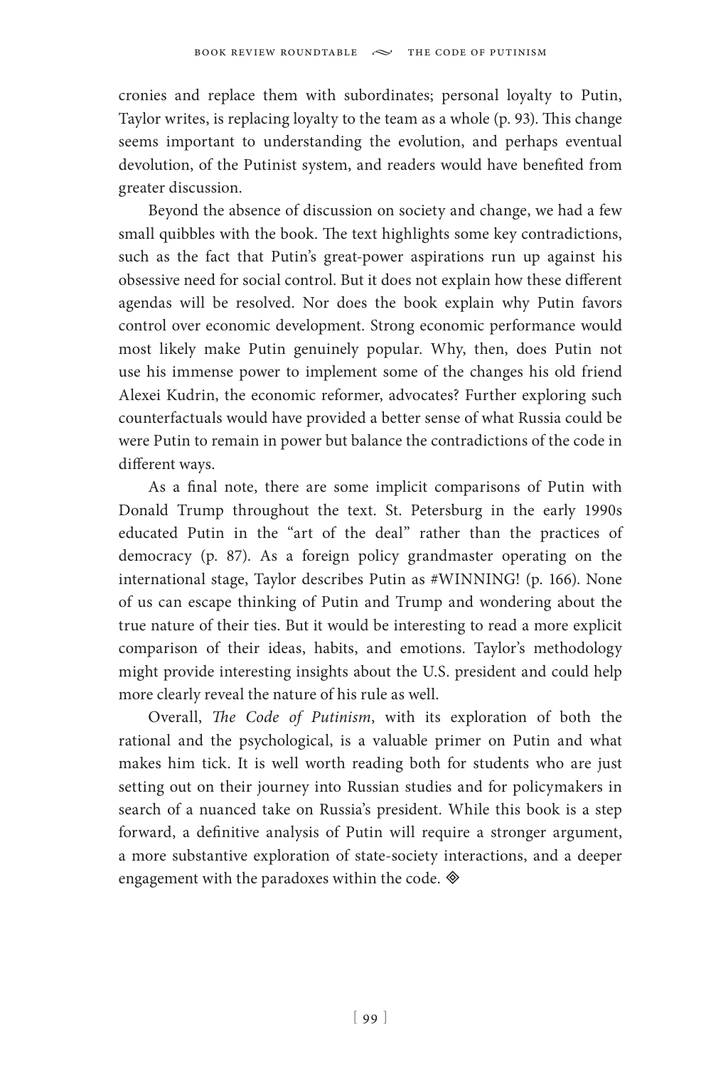cronies and replace them with subordinates; personal loyalty to Putin, Taylor writes, is replacing loyalty to the team as a whole (p. 93). This change seems important to understanding the evolution, and perhaps eventual devolution, of the Putinist system, and readers would have benefited from greater discussion.

Beyond the absence of discussion on society and change, we had a few small quibbles with the book. The text highlights some key contradictions, such as the fact that Putin's great-power aspirations run up against his obsessive need for social control. But it does not explain how these different agendas will be resolved. Nor does the book explain why Putin favors control over economic development. Strong economic performance would most likely make Putin genuinely popular. Why, then, does Putin not use his immense power to implement some of the changes his old friend Alexei Kudrin, the economic reformer, advocates? Further exploring such counterfactuals would have provided a better sense of what Russia could be were Putin to remain in power but balance the contradictions of the code in different ways.

As a final note, there are some implicit comparisons of Putin with Donald Trump throughout the text. St. Petersburg in the early 1990s educated Putin in the "art of the deal" rather than the practices of democracy (p. 87). As a foreign policy grandmaster operating on the international stage, Taylor describes Putin as #WINNING! (p. 166). None of us can escape thinking of Putin and Trump and wondering about the true nature of their ties. But it would be interesting to read a more explicit comparison of their ideas, habits, and emotions. Taylor's methodology might provide interesting insights about the U.S. president and could help more clearly reveal the nature of his rule as well.

Overall, *The Code of Putinism*, with its exploration of both the rational and the psychological, is a valuable primer on Putin and what makes him tick. It is well worth reading both for students who are just setting out on their journey into Russian studies and for policymakers in search of a nuanced take on Russia's president. While this book is a step forward, a definitive analysis of Putin will require a stronger argument, a more substantive exploration of state-society interactions, and a deeper engagement with the paradoxes within the code. ◈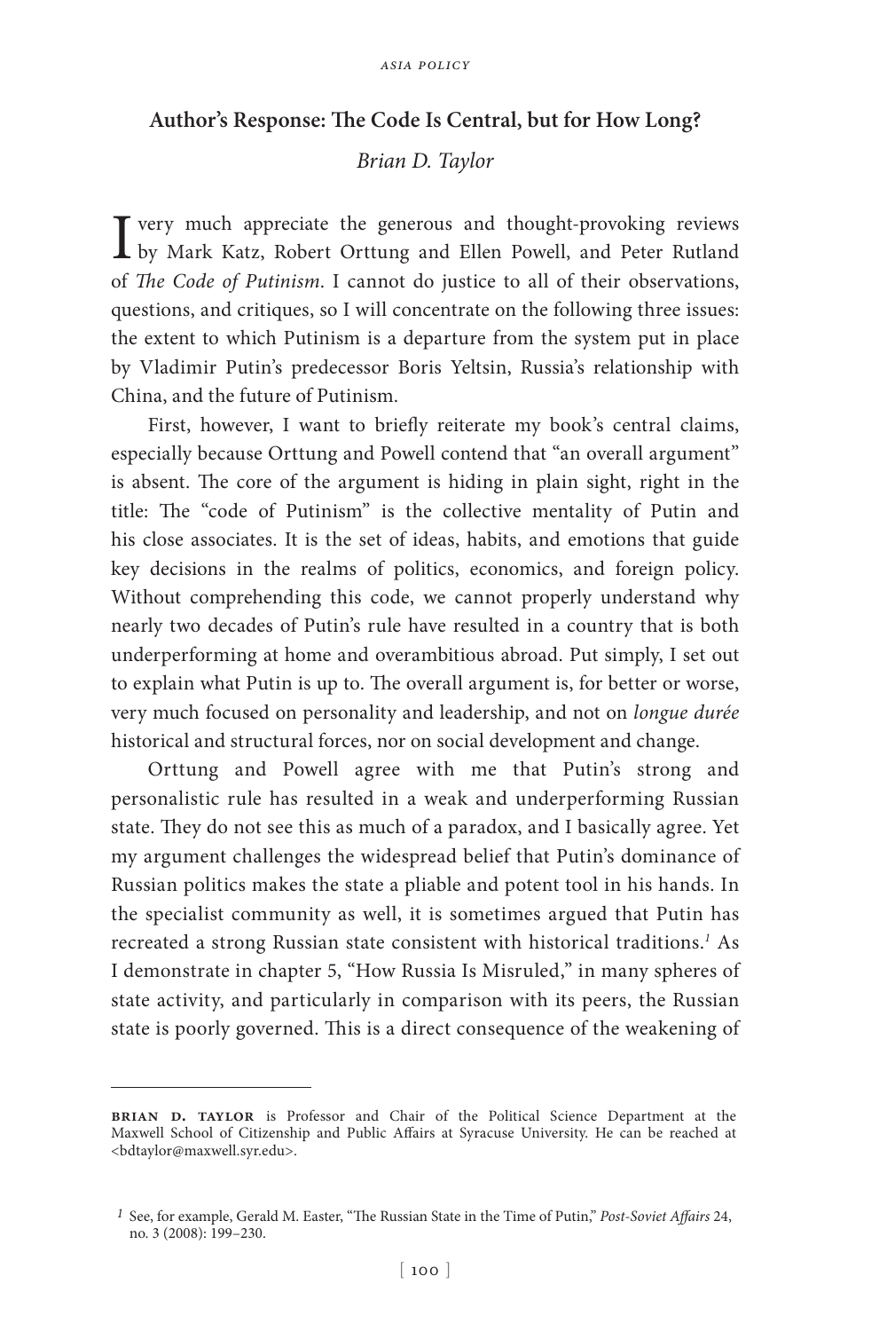## Author's Response: The Code Is Central, but for How Long?

*Brian D. Taylor*

I very much appreciate the generous and thought-provoking reviews by Mark Katz, Robert Orttung and Ellen Powell, and Peter Rutland of *The Code of Putinism*. I cannot do justice to all of their observations, questions, and critiques, so I will concentrate on the following three issues: the extent to which Putinism is a departure from the system put in place by Vladimir Putin's predecessor Boris Yeltsin, Russia's relationship with China, and the future of Putinism.

First, however, I want to briefly reiterate my book's central claims, especially because Orttung and Powell contend that "an overall argument" is absent. The core of the argument is hiding in plain sight, right in the title: The "code of Putinism" is the collective mentality of Putin and his close associates. It is the set of ideas, habits, and emotions that guide key decisions in the realms of politics, economics, and foreign policy. Without comprehending this code, we cannot properly understand why nearly two decades of Putin's rule have resulted in a country that is both underperforming at home and overambitious abroad. Put simply, I set out to explain what Putin is up to. The overall argument is, for better or worse, very much focused on personality and leadership, and not on *longue durée* historical and structural forces, nor on social development and change.

Orttung and Powell agree with me that Putin's strong and personalistic rule has resulted in a weak and underperforming Russian state. They do not see this as much of a paradox, and I basically agree. Yet my argument challenges the widespread belief that Putin's dominance of Russian politics makes the state a pliable and potent tool in his hands. In the specialist community as well, it is sometimes argued that Putin has recreated a strong Russian state consistent with historical traditions.[1] As I demonstrate in chapter 5, "How Russia Is Misruled," in many spheres of state activity, and particularly in comparison with its peers, the Russian state is poorly governed. This is a direct consequence of the weakening of

---

**Brian D. Taylor** is Professor and Chair of the Political Science Department at the Maxwell School of Citizenship and Public Affairs at Syracuse University. He can be reached at <bdtaylor@maxwell.syr.edu>.

[1] See, for example, Gerald M. Easter, "The Russian State in the Time of Putin," *Post-Soviet Affairs* 24, no. 3 (2008): 199–230.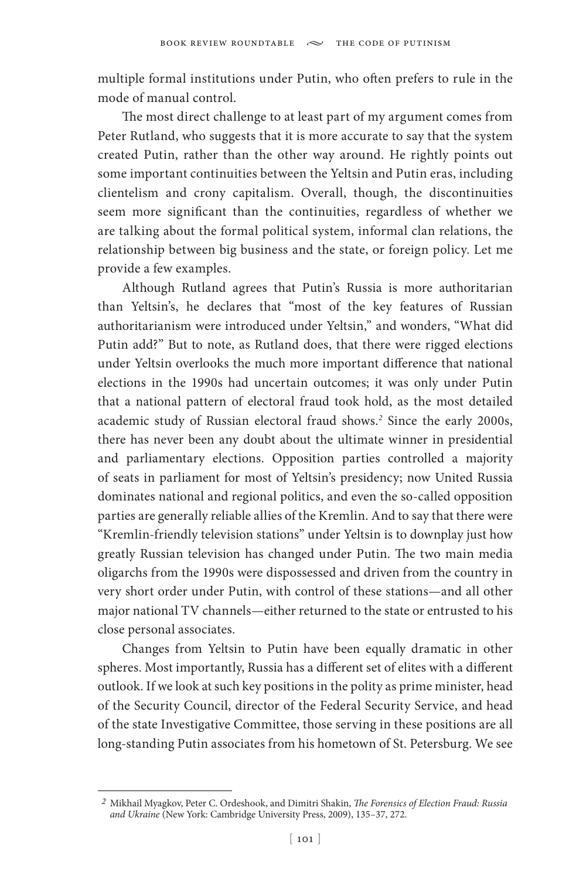multiple formal institutions under Putin, who often prefers to rule in the mode of manual control.

The most direct challenge to at least part of my argument comes from Peter Rutland, who suggests that it is more accurate to say that the system created Putin, rather than the other way around. He rightly points out some important continuities between the Yeltsin and Putin eras, including clientelism and crony capitalism. Overall, though, the discontinuities seem more significant than the continuities, regardless of whether we are talking about the formal political system, informal clan relations, the relationship between big business and the state, or foreign policy. Let me provide a few examples.

Although Rutland agrees that Putin's Russia is more authoritarian than Yeltsin's, he declares that "most of the key features of Russian authoritarianism were introduced under Yeltsin," and wonders, "What did Putin add?" But to note, as Rutland does, that there were rigged elections under Yeltsin overlooks the much more important difference that national elections in the 1990s had uncertain outcomes; it was only under Putin that a national pattern of electoral fraud took hold, as the most detailed academic study of Russian electoral fraud shows.[2] Since the early 2000s, there has never been any doubt about the ultimate winner in presidential and parliamentary elections. Opposition parties controlled a majority of seats in parliament for most of Yeltsin's presidency; now United Russia dominates national and regional politics, and even the so-called opposition parties are generally reliable allies of the Kremlin. And to say that there were "Kremlin-friendly television stations" under Yeltsin is to downplay just how greatly Russian television has changed under Putin. The two main media oligarchs from the 1990s were dispossessed and driven from the country in very short order under Putin, with control of these stations—and all other major national TV channels—either returned to the state or entrusted to his close personal associates.

Changes from Yeltsin to Putin have been equally dramatic in other spheres. Most importantly, Russia has a different set of elites with a different outlook. If we look at such key positions in the polity as prime minister, head of the Security Council, director of the Federal Security Service, and head of the state Investigative Committee, those serving in these positions are all long-standing Putin associates from his hometown of St. Petersburg. We see

[2] Mikhail Myagkov, Peter C. Ordeshook, and Dimitri Shakin, *The Forensics of Election Fraud: Russia and Ukraine* (New York: Cambridge University Press, 2009), 135–37, 272.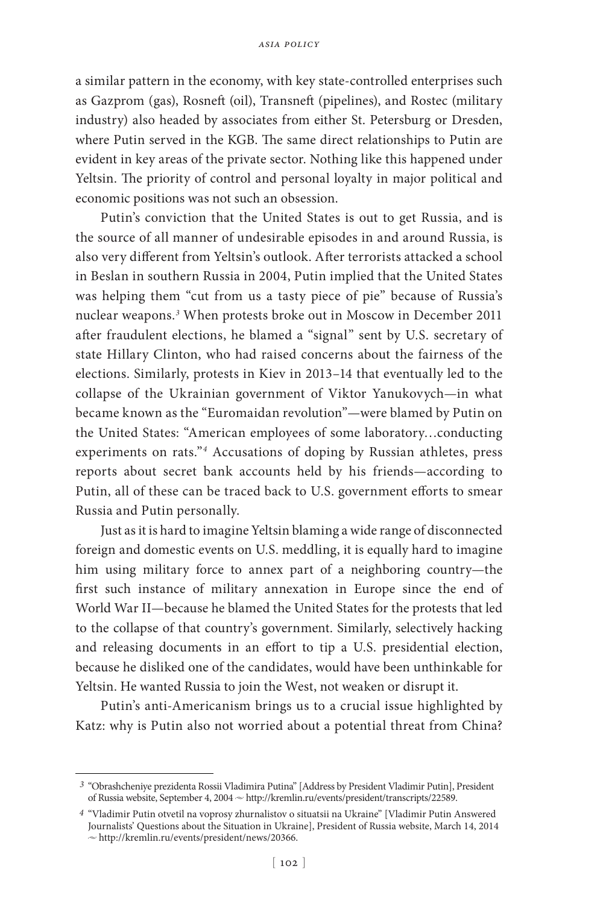a similar pattern in the economy, with key state-controlled enterprises such as Gazprom (gas), Rosneft (oil), Transneft (pipelines), and Rostec (military industry) also headed by associates from either St. Petersburg or Dresden, where Putin served in the KGB. The same direct relationships to Putin are evident in key areas of the private sector. Nothing like this happened under Yeltsin. The priority of control and personal loyalty in major political and economic positions was not such an obsession.

Putin's conviction that the United States is out to get Russia, and is the source of all manner of undesirable episodes in and around Russia, is also very different from Yeltsin's outlook. After terrorists attacked a school in Beslan in southern Russia in 2004, Putin implied that the United States was helping them "cut from us a tasty piece of pie" because of Russia's nuclear weapons.[3] When protests broke out in Moscow in December 2011 after fraudulent elections, he blamed a "signal" sent by U.S. secretary of state Hillary Clinton, who had raised concerns about the fairness of the elections. Similarly, protests in Kiev in 2013–14 that eventually led to the collapse of the Ukrainian government of Viktor Yanukovych—in what became known as the "Euromaidan revolution"—were blamed by Putin on the United States: "American employees of some laboratory…conducting experiments on rats."[4] Accusations of doping by Russian athletes, press reports about secret bank accounts held by his friends—according to Putin, all of these can be traced back to U.S. government efforts to smear Russia and Putin personally.

Just as it is hard to imagine Yeltsin blaming a wide range of disconnected foreign and domestic events on U.S. meddling, it is equally hard to imagine him using military force to annex part of a neighboring country—the first such instance of military annexation in Europe since the end of World War II—because he blamed the United States for the protests that led to the collapse of that country's government. Similarly, selectively hacking and releasing documents in an effort to tip a U.S. presidential election, because he disliked one of the candidates, would have been unthinkable for Yeltsin. He wanted Russia to join the West, not weaken or disrupt it.

Putin's anti-Americanism brings us to a crucial issue highlighted by Katz: why is Putin also not worried about a potential threat from China?

---

[3] "Obrashcheniye prezidenta Rossii Vladimira Putina" [Address by President Vladimir Putin], President of Russia website, September 4, 2004 ~ http://kremlin.ru/events/president/transcripts/22589.

[4] "Vladimir Putin otvetil na voprosy zhurnalistov o situatsii na Ukraine" [Vladimir Putin Answered Journalists' Questions about the Situation in Ukraine], President of Russia website, March 14, 2014 ~ http://kremlin.ru/events/president/news/20366.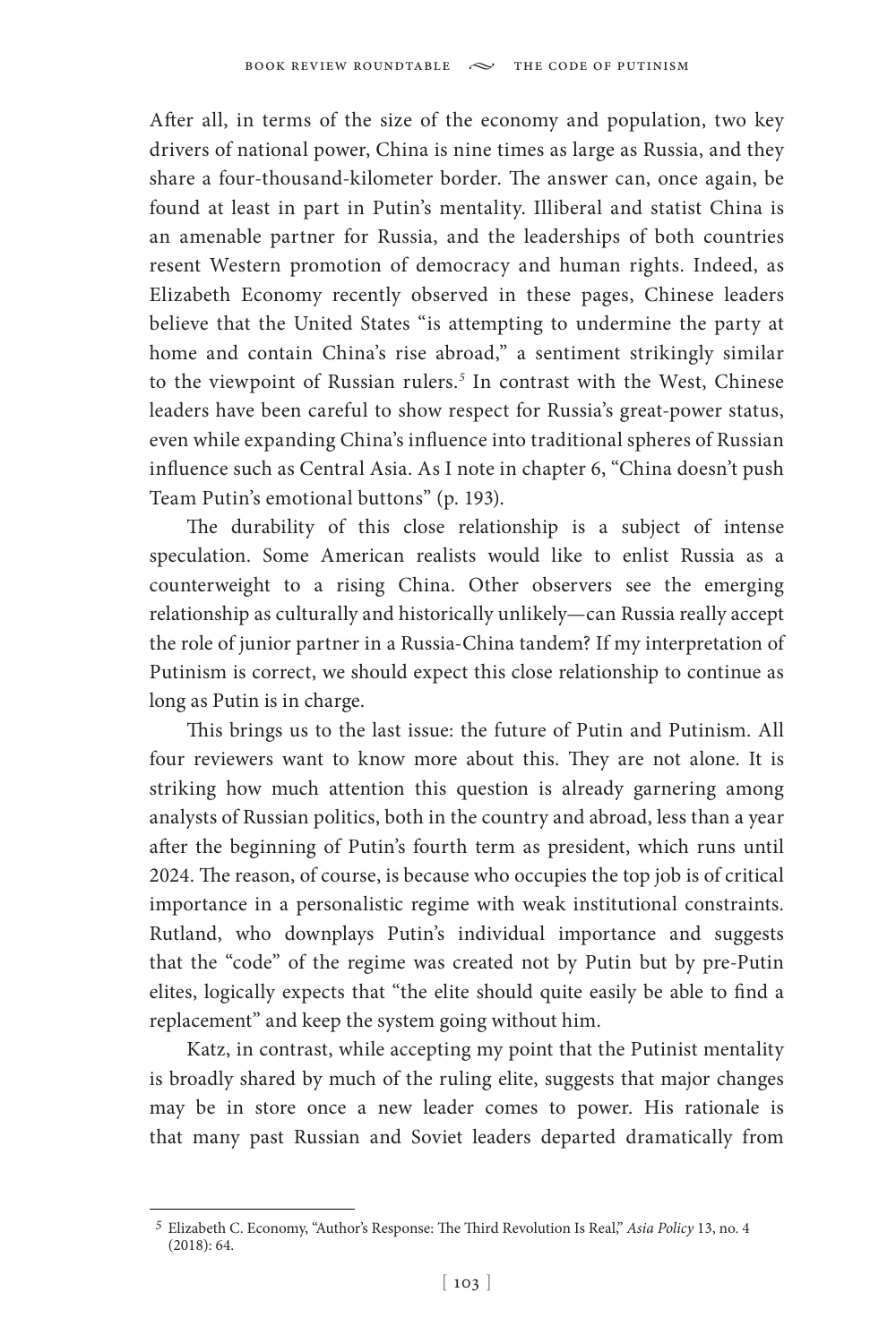After all, in terms of the size of the economy and population, two key drivers of national power, China is nine times as large as Russia, and they share a four-thousand-kilometer border. The answer can, once again, be found at least in part in Putin's mentality. Illiberal and statist China is an amenable partner for Russia, and the leaderships of both countries resent Western promotion of democracy and human rights. Indeed, as Elizabeth Economy recently observed in these pages, Chinese leaders believe that the United States "is attempting to undermine the party at home and contain China's rise abroad," a sentiment strikingly similar to the viewpoint of Russian rulers.[5] In contrast with the West, Chinese leaders have been careful to show respect for Russia's great-power status, even while expanding China's influence into traditional spheres of Russian influence such as Central Asia. As I note in chapter 6, "China doesn't push Team Putin's emotional buttons" (p. 193).

The durability of this close relationship is a subject of intense speculation. Some American realists would like to enlist Russia as a counterweight to a rising China. Other observers see the emerging relationship as culturally and historically unlikely—can Russia really accept the role of junior partner in a Russia-China tandem? If my interpretation of Putinism is correct, we should expect this close relationship to continue as long as Putin is in charge.

This brings us to the last issue: the future of Putin and Putinism. All four reviewers want to know more about this. They are not alone. It is striking how much attention this question is already garnering among analysts of Russian politics, both in the country and abroad, less than a year after the beginning of Putin's fourth term as president, which runs until 2024. The reason, of course, is because who occupies the top job is of critical importance in a personalistic regime with weak institutional constraints. Rutland, who downplays Putin's individual importance and suggests that the "code" of the regime was created not by Putin but by pre-Putin elites, logically expects that "the elite should quite easily be able to find a replacement" and keep the system going without him.

Katz, in contrast, while accepting my point that the Putinist mentality is broadly shared by much of the ruling elite, suggests that major changes may be in store once a new leader comes to power. His rationale is that many past Russian and Soviet leaders departed dramatically from

[5] Elizabeth C. Economy, "Author's Response: The Third Revolution Is Real," *Asia Policy* 13, no. 4 (2018): 64.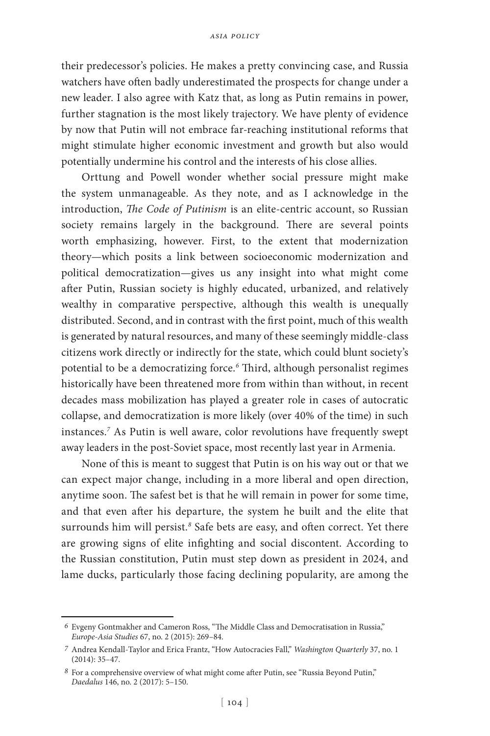their predecessor's policies. He makes a pretty convincing case, and Russia watchers have often badly underestimated the prospects for change under a new leader. I also agree with Katz that, as long as Putin remains in power, further stagnation is the most likely trajectory. We have plenty of evidence by now that Putin will not embrace far-reaching institutional reforms that might stimulate higher economic investment and growth but also would potentially undermine his control and the interests of his close allies.

Orttung and Powell wonder whether social pressure might make the system unmanageable. As they note, and as I acknowledge in the introduction, *The Code of Putinism* is an elite-centric account, so Russian society remains largely in the background. There are several points worth emphasizing, however. First, to the extent that modernization theory—which posits a link between socioeconomic modernization and political democratization—gives us any insight into what might come after Putin, Russian society is highly educated, urbanized, and relatively wealthy in comparative perspective, although this wealth is unequally distributed. Second, and in contrast with the first point, much of this wealth is generated by natural resources, and many of these seemingly middle-class citizens work directly or indirectly for the state, which could blunt society's potential to be a democratizing force.[6] Third, although personalist regimes historically have been threatened more from within than without, in recent decades mass mobilization has played a greater role in cases of autocratic collapse, and democratization is more likely (over 40% of the time) in such instances.[7] As Putin is well aware, color revolutions have frequently swept away leaders in the post-Soviet space, most recently last year in Armenia.

None of this is meant to suggest that Putin is on his way out or that we can expect major change, including in a more liberal and open direction, anytime soon. The safest bet is that he will remain in power for some time, and that even after his departure, the system he built and the elite that surrounds him will persist.[8] Safe bets are easy, and often correct. Yet there are growing signs of elite infighting and social discontent. According to the Russian constitution, Putin must step down as president in 2024, and lame ducks, particularly those facing declining popularity, are among the

---

6 Evgeny Gontmakher and Cameron Ross, "The Middle Class and Democratisation in Russia," *Europe-Asia Studies* 67, no. 2 (2015): 269–84.

7 Andrea Kendall-Taylor and Erica Frantz, "How Autocracies Fall," *Washington Quarterly* 37, no. 1 (2014): 35–47.

8 For a comprehensive overview of what might come after Putin, see "Russia Beyond Putin," *Daedalus* 146, no. 2 (2017): 5–150.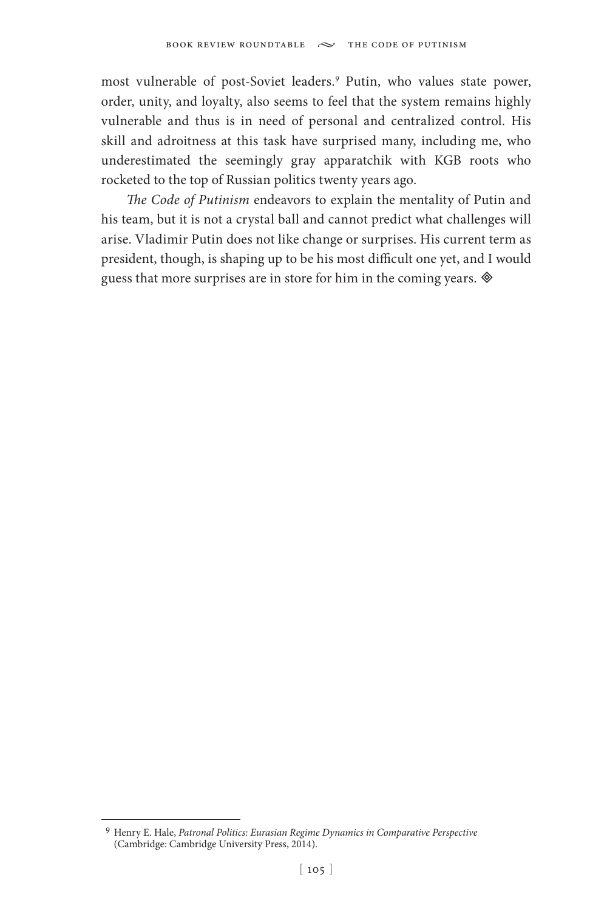most vulnerable of post-Soviet leaders.[9] Putin, who values state power, order, unity, and loyalty, also seems to feel that the system remains highly vulnerable and thus is in need of personal and centralized control. His skill and adroitness at this task have surprised many, including me, who underestimated the seemingly gray apparatchik with KGB roots who rocketed to the top of Russian politics twenty years ago.

*The Code of Putinism* endeavors to explain the mentality of Putin and his team, but it is not a crystal ball and cannot predict what challenges will arise. Vladimir Putin does not like change or surprises. His current term as president, though, is shaping up to be his most difficult one yet, and I would guess that more surprises are in store for him in the coming years. ◈

---

[9] Henry E. Hale, *Patronal Politics: Eurasian Regime Dynamics in Comparative Perspective* (Cambridge: Cambridge University Press, 2014).